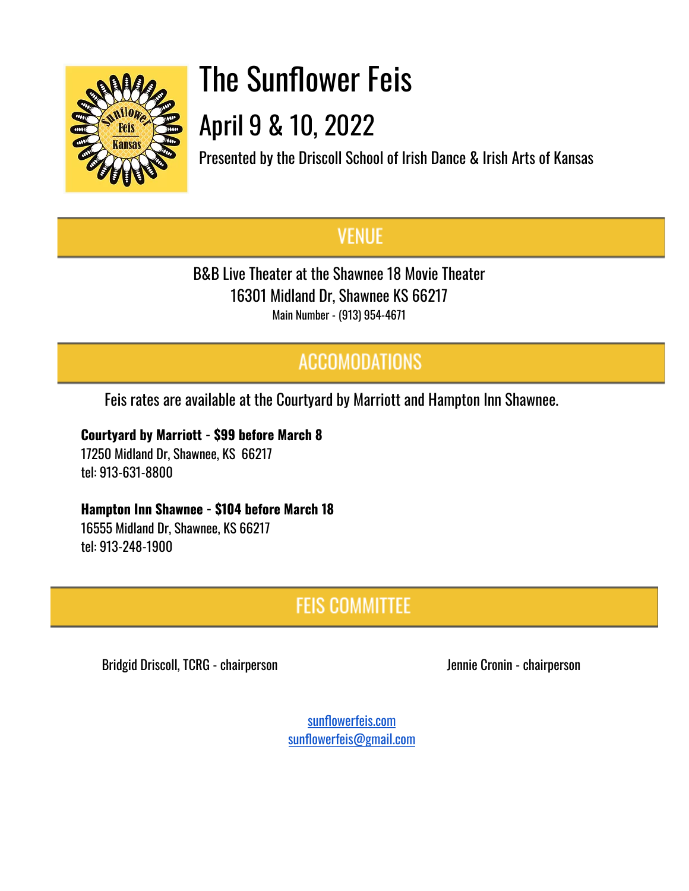# The Sunflower Feis

## April 9 & 10, 2022

Presented by the Driscoll School of Irish Dance & Irish Arts of Kansas

## VENUE

B&B Live Theater at the Shawnee 18 Movie Theater
16301 Midland Dr, Shawnee KS 66217
Main Number - (913) 954-4671

## ACCOMODATIONS

Feis rates are available at the Courtyard by Marriott and Hampton Inn Shawnee.

**Courtyard by Marriott - $99 before March 8**
17250 Midland Dr, Shawnee, KS 66217
tel: 913-631-8800

**Hampton Inn Shawnee - $104 before March 18**
16555 Midland Dr, Shawnee, KS 66217
tel: 913-248-1900

## FEIS COMMITTEE

Bridgid Driscoll, TCRG - chairperson

Jennie Cronin - chairperson

sunflowerfeis.com
sunflowerfeis@gmail.com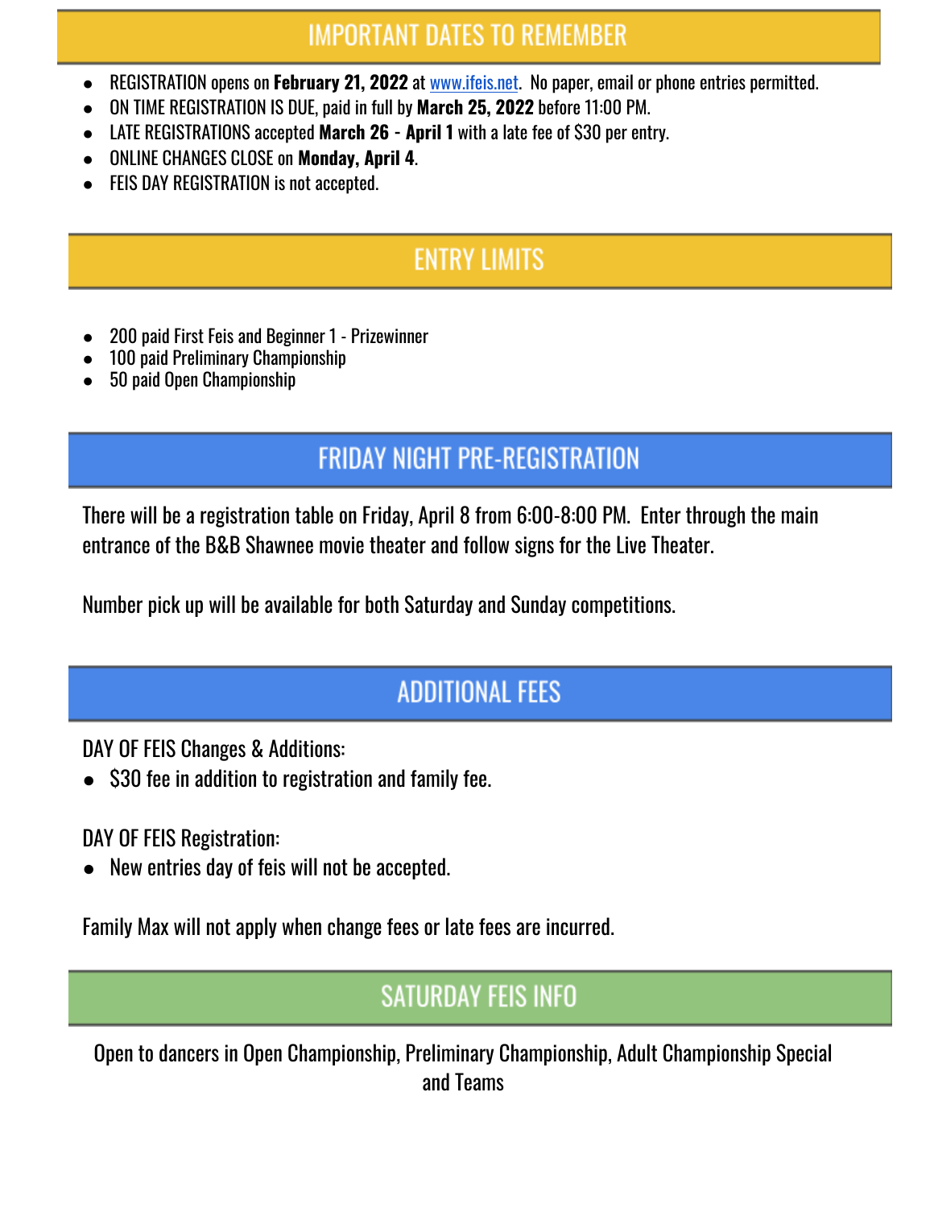## IMPORTANT DATES TO REMEMBER

- REGISTRATION opens on **February 21, 2022** at www.ifeis.net. No paper, email or phone entries permitted.
- ON TIME REGISTRATION IS DUE, paid in full by **March 25, 2022** before 11:00 PM.
- LATE REGISTRATIONS accepted **March 26** - **April 1** with a late fee of $30 per entry.
- ONLINE CHANGES CLOSE on **Monday, April 4**.
- FEIS DAY REGISTRATION is not accepted.

## ENTRY LIMITS

- 200 paid First Feis and Beginner 1 - Prizewinner
- 100 paid Preliminary Championship
- 50 paid Open Championship

## FRIDAY NIGHT PRE-REGISTRATION

There will be a registration table on Friday, April 8 from 6:00-8:00 PM. Enter through the main entrance of the B&B Shawnee movie theater and follow signs for the Live Theater.

Number pick up will be available for both Saturday and Sunday competitions.

## ADDITIONAL FEES

DAY OF FEIS Changes & Additions:

- $30 fee in addition to registration and family fee.

DAY OF FEIS Registration:

- New entries day of feis will not be accepted.

Family Max will not apply when change fees or late fees are incurred.

## SATURDAY FEIS INFO

Open to dancers in Open Championship, Preliminary Championship, Adult Championship Special and Teams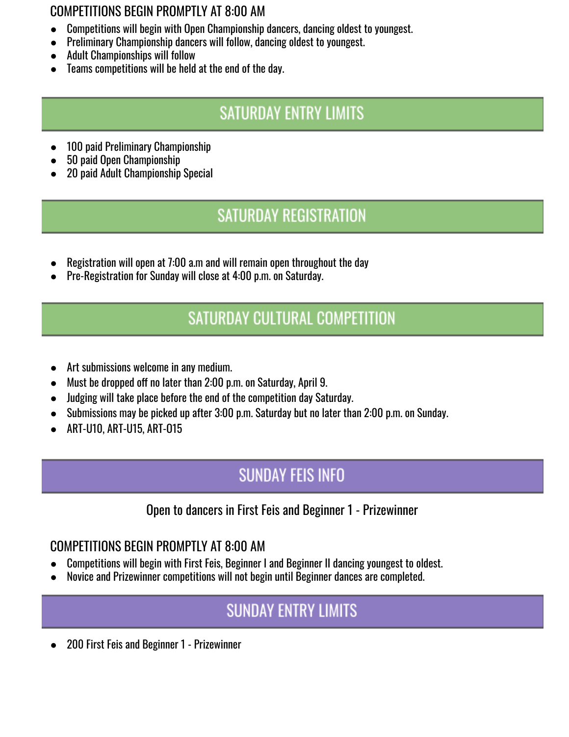### COMPETITIONS BEGIN PROMPTLY AT 8:00 AM

- Competitions will begin with Open Championship dancers, dancing oldest to youngest.
- Preliminary Championship dancers will follow, dancing oldest to youngest.
- Adult Championships will follow
- Teams competitions will be held at the end of the day.

## SATURDAY ENTRY LIMITS

- 100 paid Preliminary Championship
- 50 paid Open Championship
- 20 paid Adult Championship Special

## SATURDAY REGISTRATION

- Registration will open at 7:00 a.m and will remain open throughout the day
- Pre-Registration for Sunday will close at 4:00 p.m. on Saturday.

## SATURDAY CULTURAL COMPETITION

- Art submissions welcome in any medium.
- Must be dropped off no later than 2:00 p.m. on Saturday, April 9.
- Judging will take place before the end of the competition day Saturday.
- Submissions may be picked up after 3:00 p.m. Saturday but no later than 2:00 p.m. on Sunday.
- ART-U10, ART-U15, ART-015

## SUNDAY FEIS INFO

Open to dancers in First Feis and Beginner 1 - Prizewinner

### COMPETITIONS BEGIN PROMPTLY AT 8:00 AM

- Competitions will begin with First Feis, Beginner I and Beginner II dancing youngest to oldest.
- Novice and Prizewinner competitions will not begin until Beginner dances are completed.

## SUNDAY ENTRY LIMITS

- 200 First Feis and Beginner 1 - Prizewinner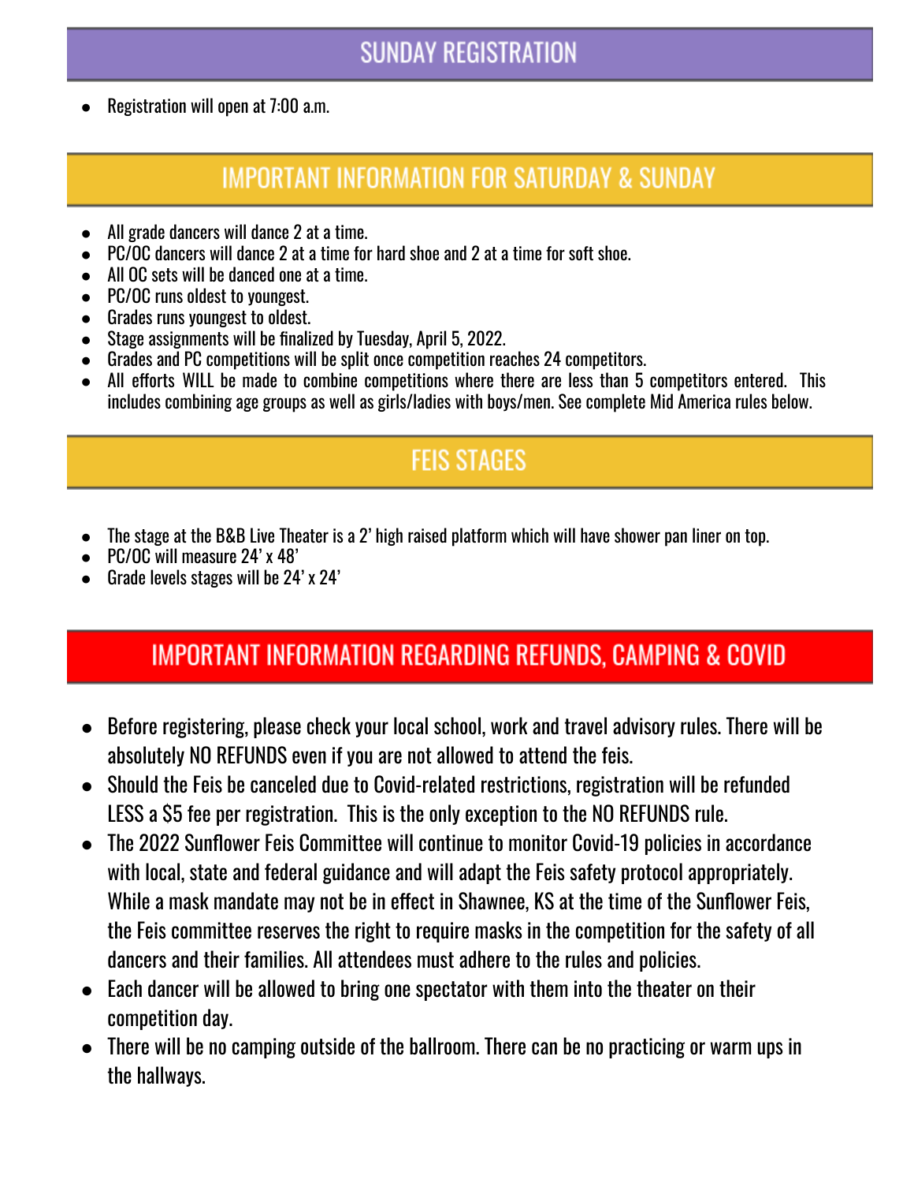## SUNDAY REGISTRATION

- Registration will open at 7:00 a.m.

## IMPORTANT INFORMATION FOR SATURDAY & SUNDAY

- All grade dancers will dance 2 at a time.
- PC/OC dancers will dance 2 at a time for hard shoe and 2 at a time for soft shoe.
- All OC sets will be danced one at a time.
- PC/OC runs oldest to youngest.
- Grades runs youngest to oldest.
- Stage assignments will be finalized by Tuesday, April 5, 2022.
- Grades and PC competitions will be split once competition reaches 24 competitors.
- All efforts WILL be made to combine competitions where there are less than 5 competitors entered. This includes combining age groups as well as girls/ladies with boys/men. See complete Mid America rules below.

## FEIS STAGES

- The stage at the B&B Live Theater is a 2' high raised platform which will have shower pan liner on top.
- PC/OC will measure 24' x 48'
- Grade levels stages will be 24' x 24'

## IMPORTANT INFORMATION REGARDING REFUNDS, CAMPING & COVID

- Before registering, please check your local school, work and travel advisory rules. There will be absolutely NO REFUNDS even if you are not allowed to attend the feis.
- Should the Feis be canceled due to Covid-related restrictions, registration will be refunded LESS a $5 fee per registration. This is the only exception to the NO REFUNDS rule.
- The 2022 Sunflower Feis Committee will continue to monitor Covid-19 policies in accordance with local, state and federal guidance and will adapt the Feis safety protocol appropriately. While a mask mandate may not be in effect in Shawnee, KS at the time of the Sunflower Feis, the Feis committee reserves the right to require masks in the competition for the safety of all dancers and their families. All attendees must adhere to the rules and policies.
- Each dancer will be allowed to bring one spectator with them into the theater on their competition day.
- There will be no camping outside of the ballroom. There can be no practicing or warm ups in the hallways.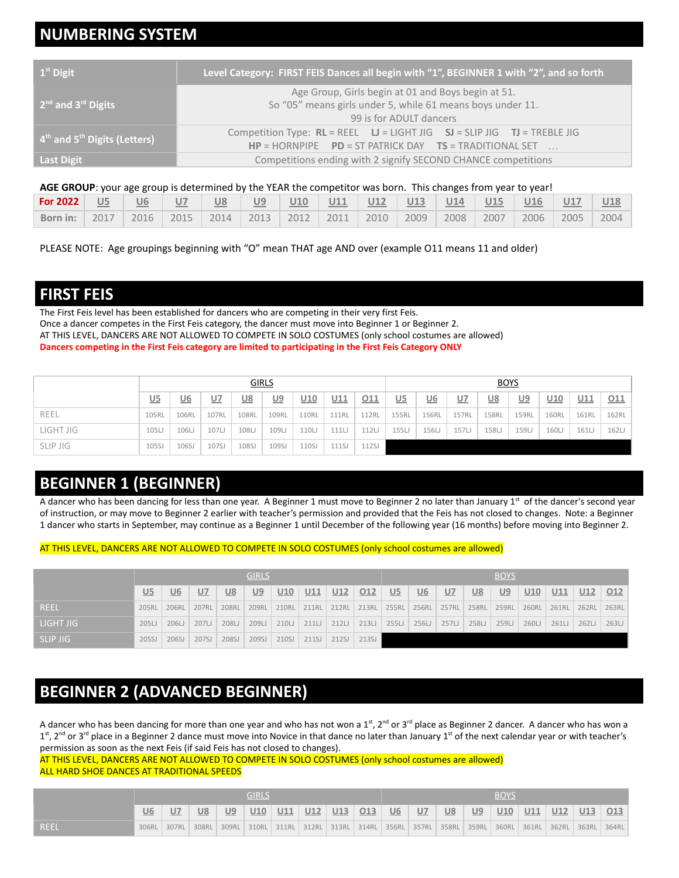## NUMBERING SYSTEM

| | |
|---|---|
| 1st Digit | Level Category: FIRST FEIS Dances all begin with "1", BEGINNER 1 with "2", and so forth |
| 2nd and 3rd Digits | Age Group, Girls begin at 01 and Boys begin at 51. So "05" means girls under 5, while 61 means boys under 11. 99 is for ADULT dancers |
| 4th and 5th Digits (Letters) | Competition Type: **RL** = REEL **LJ** = LIGHT JIG **SJ** = SLIP JIG **TJ** = TREBLE JIG **HP** = HORNPIPE **PD** = ST PATRICK DAY **TS** = TRADITIONAL SET … |
| Last Digit | Competitions ending with 2 signify SECOND CHANCE competitions |

**AGE GROUP**: your age group is determined by the YEAR the competitor was born. This changes from year to year!

| For 2022 | U5 | U6 | U7 | U8 | U9 | U10 | U11 | U12 | U13 | U14 | U15 | U16 | U17 | U18 |
|---|---|---|---|---|---|---|---|---|---|---|---|---|---|---|
| Born in: | 2017 | 2016 | 2015 | 2014 | 2013 | 2012 | 2011 | 2010 | 2009 | 2008 | 2007 | 2006 | 2005 | 2004 |

PLEASE NOTE: Age groupings beginning with "O" mean THAT age AND over (example O11 means 11 and older)

## FIRST FEIS

The First Feis level has been established for dancers who are competing in their very first Feis.
Once a dancer competes in the First Feis category, the dancer must move into Beginner 1 or Beginner 2.
AT THIS LEVEL, DANCERS ARE NOT ALLOWED TO COMPETE IN SOLO COSTUMES (only school costumes are allowed)
**Dancers competing in the First Feis category are limited to participating in the First Feis Category ONLY**

| | GIRLS | | | | | | | | BOYS | | | | | | | |
|---|---|---|---|---|---|---|---|---|---|---|---|---|---|---|---|---|
| | U5 | U6 | U7 | U8 | U9 | U10 | U11 | O11 | U5 | U6 | U7 | U8 | U9 | U10 | U11 | O11 |
| REEL | 105RL | 106RL | 107RL | 108RL | 109RL | 110RL | 111RL | 112RL | 155RL | 156RL | 157RL | 158RL | 159RL | 160RL | 161RL | 162RL |
| LIGHT JIG | 105LJ | 106LJ | 107LJ | 108LJ | 109LJ | 110LJ | 111LJ | 112LJ | 155LJ | 156LJ | 157LJ | 158LJ | 159LJ | 160LJ | 161LJ | 162LJ |
| SLIP JIG | 105SJ | 106SJ | 107SJ | 108SJ | 109SJ | 110SJ | 111SJ | 112SJ | | | | | | | | |

## BEGINNER 1 (BEGINNER)

A dancer who has been dancing for less than one year. A Beginner 1 must move to Beginner 2 no later than January 1st of the dancer's second year of instruction, or may move to Beginner 2 earlier with teacher's permission and provided that the Feis has not closed to changes. Note: a Beginner 1 dancer who starts in September, may continue as a Beginner 1 until December of the following year (16 months) before moving into Beginner 2.

AT THIS LEVEL, DANCERS ARE NOT ALLOWED TO COMPETE IN SOLO COSTUMES (only school costumes are allowed)

| | GIRLS | | | | | | | | | BOYS | | | | | | | | |
|---|---|---|---|---|---|---|---|---|---|---|---|---|---|---|---|---|---|---|
| | U5 | U6 | U7 | U8 | U9 | U10 | U11 | U12 | O12 | U5 | U6 | U7 | U8 | U9 | U10 | U11 | U12 | O12 |
| REEL | 205RL | 206RL | 207RL | 208RL | 209RL | 210RL | 211RL | 212RL | 213RL | 255RL | 256RL | 257RL | 258RL | 259RL | 260RL | 261RL | 262RL | 263RL |
| LIGHT JIG | 205LJ | 206LJ | 207LJ | 208LJ | 209LJ | 210LJ | 211LJ | 212LJ | 213LJ | 255LJ | 256LJ | 257LJ | 258LJ | 259LJ | 260LJ | 261LJ | 262LJ | 263LJ |
| SLIP JIG | 205SJ | 206SJ | 207SJ | 208SJ | 209SJ | 210SJ | 211SJ | 212SJ | 213SJ | | | | | | | | | |

## BEGINNER 2 (ADVANCED BEGINNER)

A dancer who has been dancing for more than one year and who has not won a 1st, 2nd or 3rd place as Beginner 2 dancer. A dancer who has won a 1st, 2nd or 3rd place in a Beginner 2 dance must move into Novice in that dance no later than January 1st of the next calendar year or with teacher's permission as soon as the next Feis (if said Feis has not closed to changes).
AT THIS LEVEL, DANCERS ARE NOT ALLOWED TO COMPETE IN SOLO COSTUMES (only school costumes are allowed)
ALL HARD SHOE DANCES AT TRADITIONAL SPEEDS

| | GIRLS | | | | | | | | | BOYS | | | | | | | | |
|---|---|---|---|---|---|---|---|---|---|---|---|---|---|---|---|---|---|---|
| | U6 | U7 | U8 | U9 | U10 | U11 | U12 | U13 | O13 | U6 | U7 | U8 | U9 | U10 | U11 | U12 | U13 | O13 |
| REEL | 306RL | 307RL | 308RL | 309RL | 310RL | 311RL | 312RL | 313RL | 314RL | 356RL | 357RL | 358RL | 359RL | 360RL | 361RL | 362RL | 363RL | 364RL |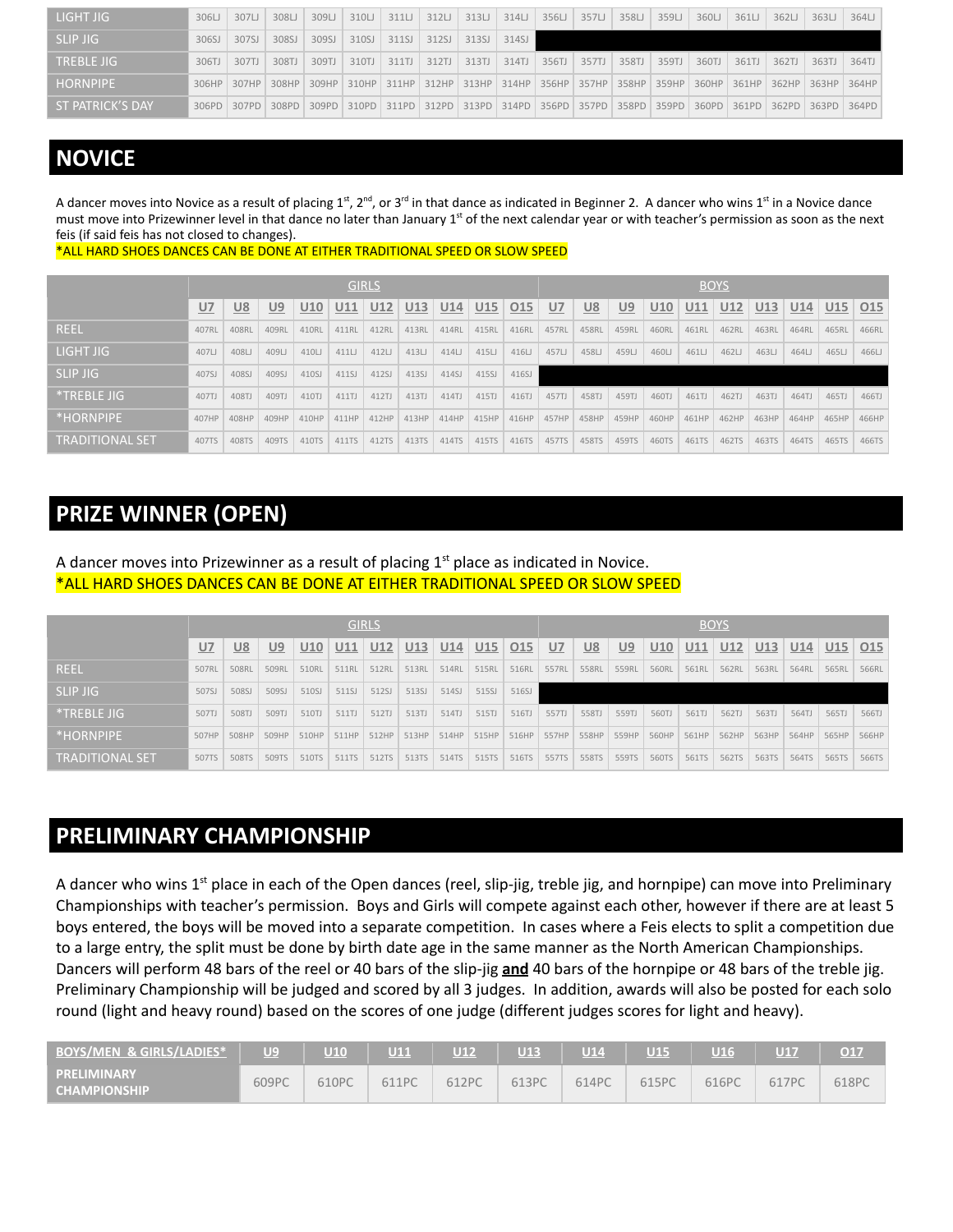| LIGHT JIG | 306LJ | 307LJ | 308LJ | 309LJ | 310LJ | 311LJ | 312LJ | 313LJ | 314LJ | 356LJ | 357LJ | 358LJ | 359LJ | 360LJ | 361LJ | 362LJ | 363LJ | 364LJ |
|---|---|---|---|---|---|---|---|---|---|---|---|---|---|---|---|---|---|---|
| SLIP JIG | 306SJ | 307SJ | 308SJ | 309SJ | 310SJ | 311SJ | 312SJ | 313SJ | 314SJ | | | | | | | | | |
| TREBLE JIG | 306TJ | 307TJ | 308TJ | 309TJ | 310TJ | 311TJ | 312TJ | 313TJ | 314TJ | 356TJ | 357TJ | 358TJ | 359TJ | 360TJ | 361TJ | 362TJ | 363TJ | 364TJ |
| HORNPIPE | 306HP | 307HP | 308HP | 309HP | 310HP | 311HP | 312HP | 313HP | 314HP | 356HP | 357HP | 358HP | 359HP | 360HP | 361HP | 362HP | 363HP | 364HP |
| ST PATRICK'S DAY | 306PD | 307PD | 308PD | 309PD | 310PD | 311PD | 312PD | 313PD | 314PD | 356PD | 357PD | 358PD | 359PD | 360PD | 361PD | 362PD | 363PD | 364PD |

## NOVICE

A dancer moves into Novice as a result of placing 1st, 2nd, or 3rd in that dance as indicated in Beginner 2. A dancer who wins 1st in a Novice dance must move into Prizewinner level in that dance no later than January 1st of the next calendar year or with teacher's permission as soon as the next feis (if said feis has not closed to changes).

*ALL HARD SHOES DANCES CAN BE DONE AT EITHER TRADITIONAL SPEED OR SLOW SPEED

| | GIRLS | | | | | | | | | | BOYS | | | | | | | | | |
|---|---|---|---|---|---|---|---|---|---|---|---|---|---|---|---|---|---|---|---|---|
| | U7 | U8 | U9 | U10 | U11 | U12 | U13 | U14 | U15 | O15 | U7 | U8 | U9 | U10 | U11 | U12 | U13 | U14 | U15 | O15 |
| REEL | 407RL | 408RL | 409RL | 410RL | 411RL | 412RL | 413RL | 414RL | 415RL | 416RL | 457RL | 458RL | 459RL | 460RL | 461RL | 462RL | 463RL | 464RL | 465RL | 466RL |
| LIGHT JIG | 407LJ | 408LJ | 409LJ | 410LJ | 411LJ | 412LJ | 413LJ | 414LJ | 415LJ | 416LJ | 457LJ | 458LJ | 459LJ | 460LJ | 461LJ | 462LJ | 463LJ | 464LJ | 465LJ | 466LJ |
| SLIP JIG | 407SJ | 408SJ | 409SJ | 410SJ | 411SJ | 412SJ | 413SJ | 414SJ | 415SJ | 416SJ | | | | | | | | | | |
| *TREBLE JIG | 407TJ | 408TJ | 409TJ | 410TJ | 411TJ | 412TJ | 413TJ | 414TJ | 415TJ | 416TJ | 457TJ | 458TJ | 459TJ | 460TJ | 461TJ | 462TJ | 463TJ | 464TJ | 465TJ | 466TJ |
| *HORNPIPE | 407HP | 408HP | 409HP | 410HP | 411HP | 412HP | 413HP | 414HP | 415HP | 416HP | 457HP | 458HP | 459HP | 460HP | 461HP | 462HP | 463HP | 464HP | 465HP | 466HP |
| TRADITIONAL SET | 407TS | 408TS | 409TS | 410TS | 411TS | 412TS | 413TS | 414TS | 415TS | 416TS | 457TS | 458TS | 459TS | 460TS | 461TS | 462TS | 463TS | 464TS | 465TS | 466TS |

## PRIZE WINNER (OPEN)

A dancer moves into Prizewinner as a result of placing 1st place as indicated in Novice.

*ALL HARD SHOES DANCES CAN BE DONE AT EITHER TRADITIONAL SPEED OR SLOW SPEED

| | GIRLS | | | | | | | | | | BOYS | | | | | | | | | |
|---|---|---|---|---|---|---|---|---|---|---|---|---|---|---|---|---|---|---|---|---|
| | U7 | U8 | U9 | U10 | U11 | U12 | U13 | U14 | U15 | O15 | U7 | U8 | U9 | U10 | U11 | U12 | U13 | U14 | U15 | O15 |
| REEL | 507RL | 508RL | 509RL | 510RL | 511RL | 512RL | 513RL | 514RL | 515RL | 516RL | 557RL | 558RL | 559RL | 560RL | 561RL | 562RL | 563RL | 564RL | 565RL | 566RL |
| SLIP JIG | 507SJ | 508SJ | 509SJ | 510SJ | 511SJ | 512SJ | 513SJ | 514SJ | 515SJ | 516SJ | | | | | | | | | | |
| *TREBLE JIG | 507TJ | 508TJ | 509TJ | 510TJ | 511TJ | 512TJ | 513TJ | 514TJ | 515TJ | 516TJ | 557TJ | 558TJ | 559TJ | 560TJ | 561TJ | 562TJ | 563TJ | 564TJ | 565TJ | 566TJ |
| *HORNPIPE | 507HP | 508HP | 509HP | 510HP | 511HP | 512HP | 513HP | 514HP | 515HP | 516HP | 557HP | 558HP | 559HP | 560HP | 561HP | 562HP | 563HP | 564HP | 565HP | 566HP |
| TRADITIONAL SET | 507TS | 508TS | 509TS | 510TS | 511TS | 512TS | 513TS | 514TS | 515TS | 516TS | 557TS | 558TS | 559TS | 560TS | 561TS | 562TS | 563TS | 564TS | 565TS | 566TS |

## PRELIMINARY CHAMPIONSHIP

A dancer who wins 1st place in each of the Open dances (reel, slip-jig, treble jig, and hornpipe) can move into Preliminary Championships with teacher's permission. Boys and Girls will compete against each other, however if there are at least 5 boys entered, the boys will be moved into a separate competition. In cases where a Feis elects to split a competition due to a large entry, the split must be done by birth date age in the same manner as the North American Championships. Dancers will perform 48 bars of the reel or 40 bars of the slip-jig **and** 40 bars of the hornpipe or 48 bars of the treble jig. Preliminary Championship will be judged and scored by all 3 judges. In addition, awards will also be posted for each solo round (light and heavy round) based on the scores of one judge (different judges scores for light and heavy).

| BOYS/MEN & GIRLS/LADIES* | U9 | U10 | U11 | U12 | U13 | U14 | U15 | U16 | U17 | O17 |
|---|---|---|---|---|---|---|---|---|---|---|
| PRELIMINARY CHAMPIONSHIP | 609PC | 610PC | 611PC | 612PC | 613PC | 614PC | 615PC | 616PC | 617PC | 618PC |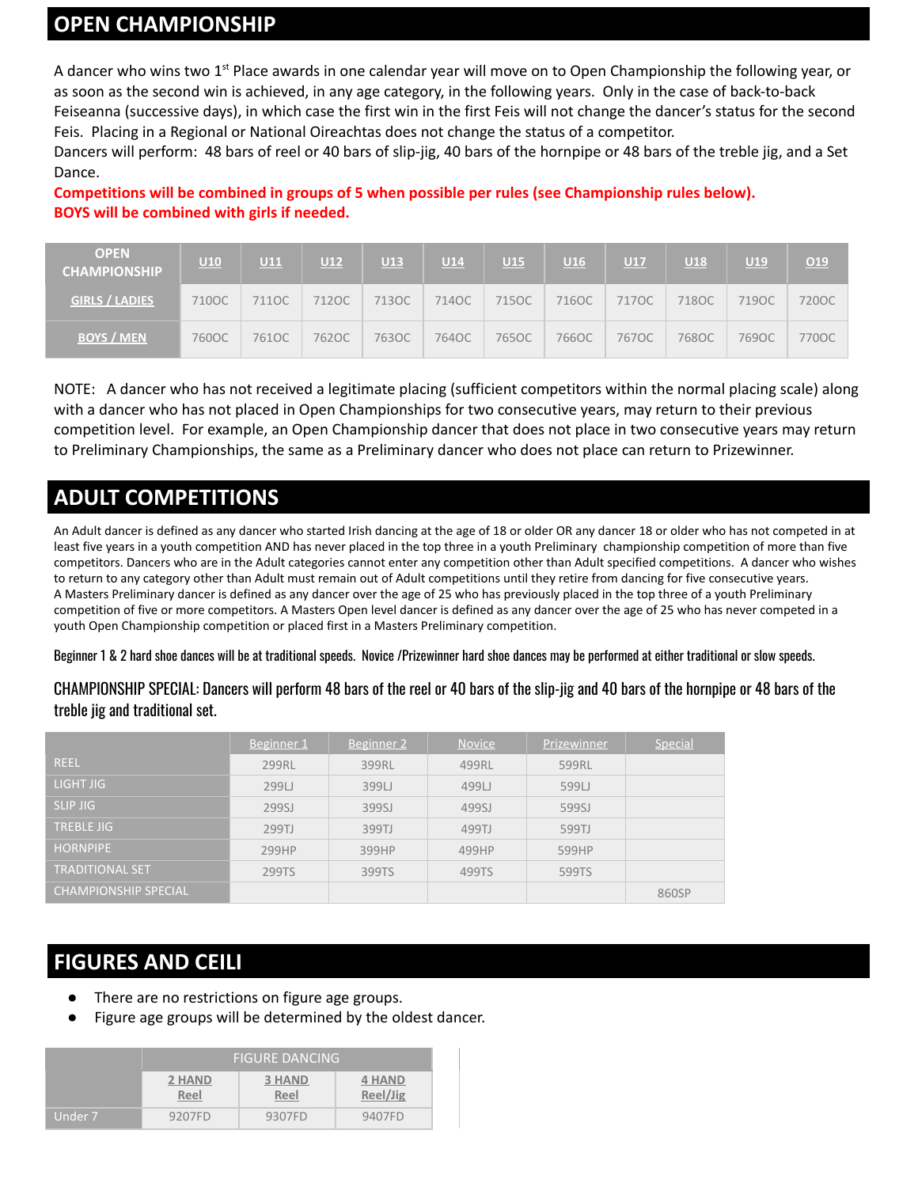## OPEN CHAMPIONSHIP

A dancer who wins two 1st Place awards in one calendar year will move on to Open Championship the following year, or as soon as the second win is achieved, in any age category, in the following years. Only in the case of back-to-back Feiseanna (successive days), in which case the first win in the first Feis will not change the dancer's status for the second Feis. Placing in a Regional or National Oireachtas does not change the status of a competitor.

Dancers will perform: 48 bars of reel or 40 bars of slip-jig, 40 bars of the hornpipe or 48 bars of the treble jig, and a Set Dance.

**Competitions will be combined in groups of 5 when possible per rules (see Championship rules below).**
**BOYS will be combined with girls if needed.**

| OPEN CHAMPIONSHIP | U10 | U11 | U12 | U13 | U14 | U15 | U16 | U17 | U18 | U19 | O19 |
|---|---|---|---|---|---|---|---|---|---|---|---|
| GIRLS / LADIES | 710OC | 711OC | 712OC | 713OC | 714OC | 715OC | 716OC | 717OC | 718OC | 719OC | 720OC |
| BOYS / MEN | 760OC | 761OC | 762OC | 763OC | 764OC | 765OC | 766OC | 767OC | 768OC | 769OC | 770OC |

NOTE: A dancer who has not received a legitimate placing (sufficient competitors within the normal placing scale) along with a dancer who has not placed in Open Championships for two consecutive years, may return to their previous competition level. For example, an Open Championship dancer that does not place in two consecutive years may return to Preliminary Championships, the same as a Preliminary dancer who does not place can return to Prizewinner.

## ADULT COMPETITIONS

An Adult dancer is defined as any dancer who started Irish dancing at the age of 18 or older OR any dancer 18 or older who has not competed in at least five years in a youth competition AND has never placed in the top three in a youth Preliminary championship competition of more than five competitors. Dancers who are in the Adult categories cannot enter any competition other than Adult specified competitions. A dancer who wishes to return to any category other than Adult must remain out of Adult competitions until they retire from dancing for five consecutive years.
A Masters Preliminary dancer is defined as any dancer over the age of 25 who has previously placed in the top three of a youth Preliminary competition of five or more competitors. A Masters Open level dancer is defined as any dancer over the age of 25 who has never competed in a youth Open Championship competition or placed first in a Masters Preliminary competition.

Beginner 1 & 2 hard shoe dances will be at traditional speeds. Novice /Prizewinner hard shoe dances may be performed at either traditional or slow speeds.

CHAMPIONSHIP SPECIAL: Dancers will perform 48 bars of the reel or 40 bars of the slip-jig and 40 bars of the hornpipe or 48 bars of the treble jig and traditional set.

| | Beginner 1 | Beginner 2 | Novice | Prizewinner | Special |
|---|---|---|---|---|---|
| REEL | 299RL | 399RL | 499RL | 599RL | |
| LIGHT JIG | 299LJ | 399LJ | 499LJ | 599LJ | |
| SLIP JIG | 299SJ | 399SJ | 499SJ | 599SJ | |
| TREBLE JIG | 299TJ | 399TJ | 499TJ | 599TJ | |
| HORNPIPE | 299HP | 399HP | 499HP | 599HP | |
| TRADITIONAL SET | 299TS | 399TS | 499TS | 599TS | |
| CHAMPIONSHIP SPECIAL | | | | | 860SP |

## FIGURES AND CEILI

- There are no restrictions on figure age groups.
- Figure age groups will be determined by the oldest dancer.

| | FIGURE DANCING | | |
|---|---|---|---|
| | 2 HAND Reel | 3 HAND Reel | 4 HAND Reel/Jig |
| Under 7 | 9207FD | 9307FD | 9407FD |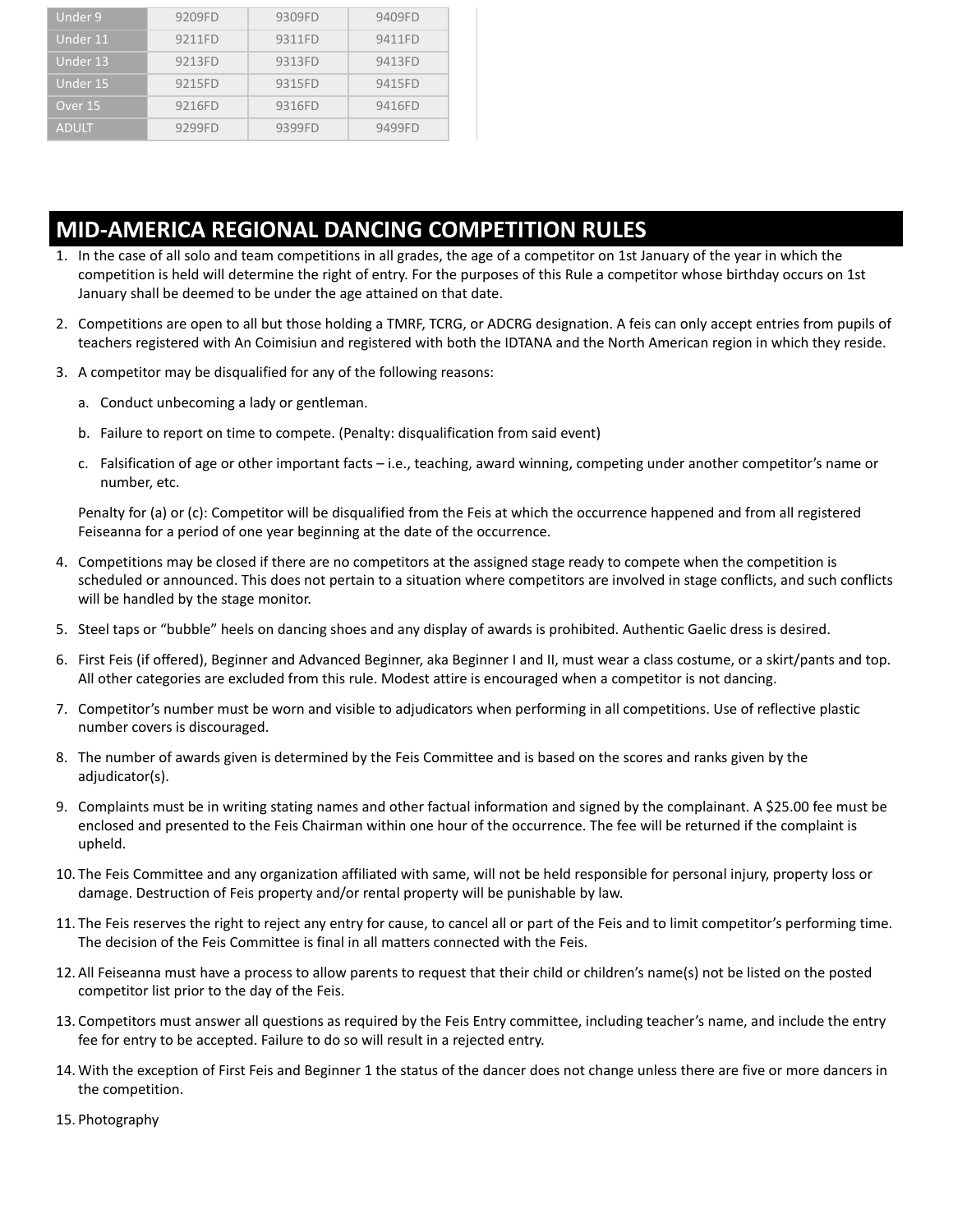| Under 9 | 9209FD | 9309FD | 9409FD |
|---|---|---|---|
| Under 11 | 9211FD | 9311FD | 9411FD |
| Under 13 | 9213FD | 9313FD | 9413FD |
| Under 15 | 9215FD | 9315FD | 9415FD |
| Over 15 | 9216FD | 9316FD | 9416FD |
| ADULT | 9299FD | 9399FD | 9499FD |

## MID-AMERICA REGIONAL DANCING COMPETITION RULES

1. In the case of all solo and team competitions in all grades, the age of a competitor on 1st January of the year in which the competition is held will determine the right of entry. For the purposes of this Rule a competitor whose birthday occurs on 1st January shall be deemed to be under the age attained on that date.

2. Competitions are open to all but those holding a TMRF, TCRG, or ADCRG designation. A feis can only accept entries from pupils of teachers registered with An Coimisiun and registered with both the IDTANA and the North American region in which they reside.

3. A competitor may be disqualified for any of the following reasons:

   a. Conduct unbecoming a lady or gentleman.

   b. Failure to report on time to compete. (Penalty: disqualification from said event)

   c. Falsification of age or other important facts – i.e., teaching, award winning, competing under another competitor's name or number, etc.

   Penalty for (a) or (c): Competitor will be disqualified from the Feis at which the occurrence happened and from all registered Feiseanna for a period of one year beginning at the date of the occurrence.

4. Competitions may be closed if there are no competitors at the assigned stage ready to compete when the competition is scheduled or announced. This does not pertain to a situation where competitors are involved in stage conflicts, and such conflicts will be handled by the stage monitor.

5. Steel taps or "bubble" heels on dancing shoes and any display of awards is prohibited. Authentic Gaelic dress is desired.

6. First Feis (if offered), Beginner and Advanced Beginner, aka Beginner I and II, must wear a class costume, or a skirt/pants and top. All other categories are excluded from this rule. Modest attire is encouraged when a competitor is not dancing.

7. Competitor's number must be worn and visible to adjudicators when performing in all competitions. Use of reflective plastic number covers is discouraged.

8. The number of awards given is determined by the Feis Committee and is based on the scores and ranks given by the adjudicator(s).

9. Complaints must be in writing stating names and other factual information and signed by the complainant. A $25.00 fee must be enclosed and presented to the Feis Chairman within one hour of the occurrence. The fee will be returned if the complaint is upheld.

10. The Feis Committee and any organization affiliated with same, will not be held responsible for personal injury, property loss or damage. Destruction of Feis property and/or rental property will be punishable by law.

11. The Feis reserves the right to reject any entry for cause, to cancel all or part of the Feis and to limit competitor's performing time. The decision of the Feis Committee is final in all matters connected with the Feis.

12. All Feiseanna must have a process to allow parents to request that their child or children's name(s) not be listed on the posted competitor list prior to the day of the Feis.

13. Competitors must answer all questions as required by the Feis Entry committee, including teacher's name, and include the entry fee for entry to be accepted. Failure to do so will result in a rejected entry.

14. With the exception of First Feis and Beginner 1 the status of the dancer does not change unless there are five or more dancers in the competition.

15. Photography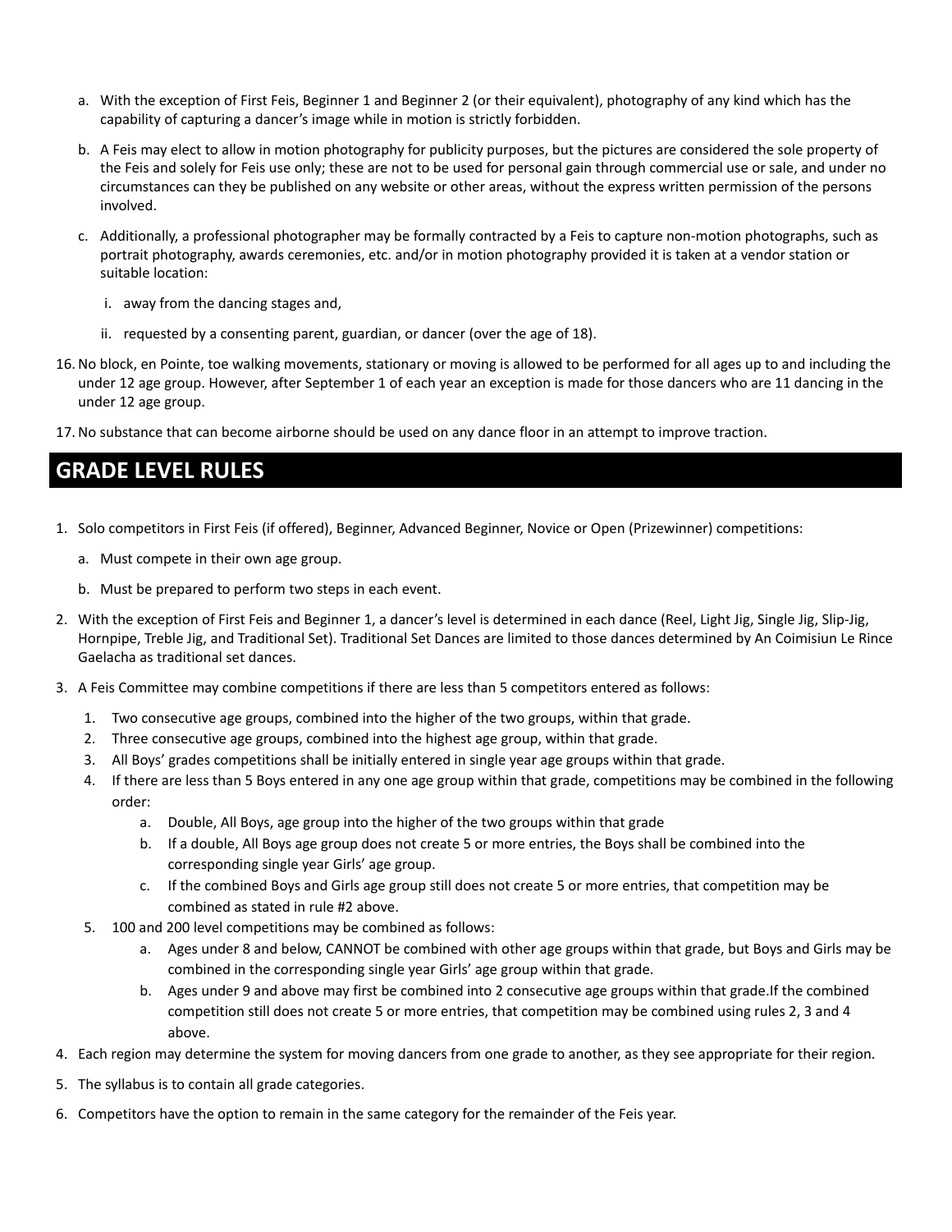a. With the exception of First Feis, Beginner 1 and Beginner 2 (or their equivalent), photography of any kind which has the capability of capturing a dancer's image while in motion is strictly forbidden.

b. A Feis may elect to allow in motion photography for publicity purposes, but the pictures are considered the sole property of the Feis and solely for Feis use only; these are not to be used for personal gain through commercial use or sale, and under no circumstances can they be published on any website or other areas, without the express written permission of the persons involved.

c. Additionally, a professional photographer may be formally contracted by a Feis to capture non-motion photographs, such as portrait photography, awards ceremonies, etc. and/or in motion photography provided it is taken at a vendor station or suitable location:

   i. away from the dancing stages and,

   ii. requested by a consenting parent, guardian, or dancer (over the age of 18).

16. No block, en Pointe, toe walking movements, stationary or moving is allowed to be performed for all ages up to and including the under 12 age group. However, after September 1 of each year an exception is made for those dancers who are 11 dancing in the under 12 age group.

17. No substance that can become airborne should be used on any dance floor in an attempt to improve traction.

## GRADE LEVEL RULES

1. Solo competitors in First Feis (if offered), Beginner, Advanced Beginner, Novice or Open (Prizewinner) competitions:

   a. Must compete in their own age group.

   b. Must be prepared to perform two steps in each event.

2. With the exception of First Feis and Beginner 1, a dancer's level is determined in each dance (Reel, Light Jig, Single Jig, Slip-Jig, Hornpipe, Treble Jig, and Traditional Set). Traditional Set Dances are limited to those dances determined by An Coimisiun Le Rince Gaelacha as traditional set dances.

3. A Feis Committee may combine competitions if there are less than 5 competitors entered as follows:

   1. Two consecutive age groups, combined into the higher of the two groups, within that grade.
   2. Three consecutive age groups, combined into the highest age group, within that grade.
   3. All Boys' grades competitions shall be initially entered in single year age groups within that grade.
   4. If there are less than 5 Boys entered in any one age group within that grade, competitions may be combined in the following order:
      a. Double, All Boys, age group into the higher of the two groups within that grade
      b. If a double, All Boys age group does not create 5 or more entries, the Boys shall be combined into the corresponding single year Girls' age group.
      c. If the combined Boys and Girls age group still does not create 5 or more entries, that competition may be combined as stated in rule #2 above.
   5. 100 and 200 level competitions may be combined as follows:
      a. Ages under 8 and below, CANNOT be combined with other age groups within that grade, but Boys and Girls may be combined in the corresponding single year Girls' age group within that grade.
      b. Ages under 9 and above may first be combined into 2 consecutive age groups within that grade.If the combined competition still does not create 5 or more entries, that competition may be combined using rules 2, 3 and 4 above.

4. Each region may determine the system for moving dancers from one grade to another, as they see appropriate for their region.

5. The syllabus is to contain all grade categories.

6. Competitors have the option to remain in the same category for the remainder of the Feis year.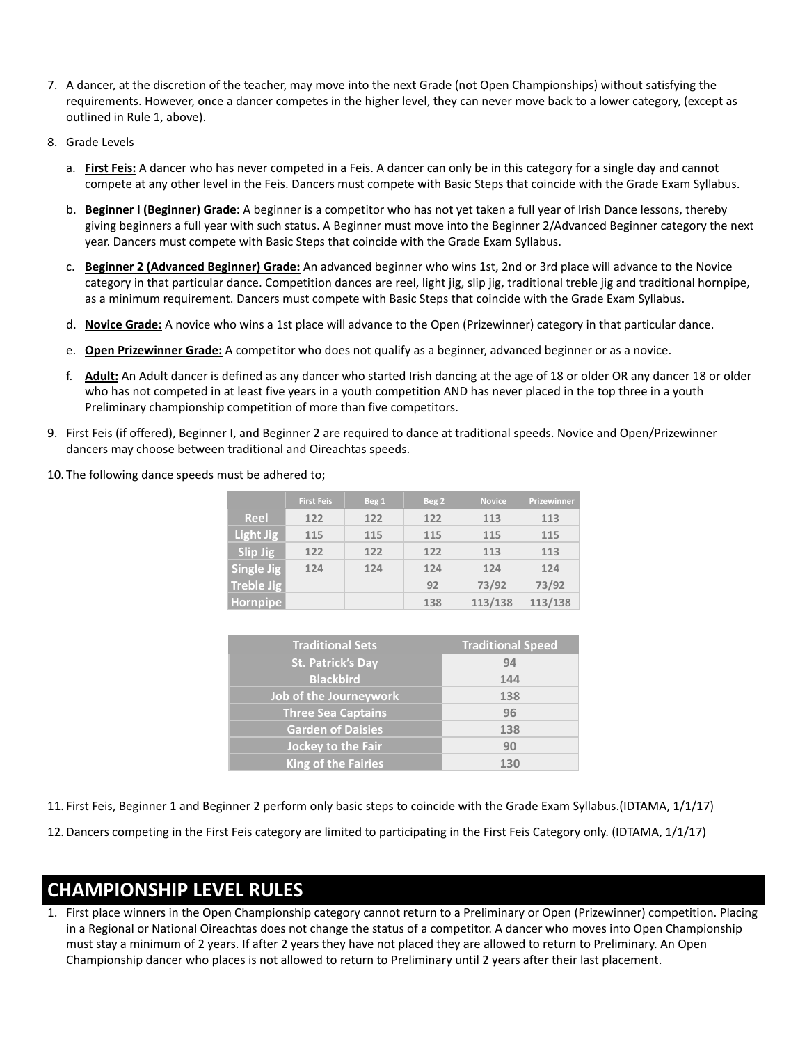7. A dancer, at the discretion of the teacher, may move into the next Grade (not Open Championships) without satisfying the requirements. However, once a dancer competes in the higher level, they can never move back to a lower category, (except as outlined in Rule 1, above).

8. Grade Levels

   a. **First Feis:** A dancer who has never competed in a Feis. A dancer can only be in this category for a single day and cannot compete at any other level in the Feis. Dancers must compete with Basic Steps that coincide with the Grade Exam Syllabus.

   b. **Beginner I (Beginner) Grade:** A beginner is a competitor who has not yet taken a full year of Irish Dance lessons, thereby giving beginners a full year with such status. A Beginner must move into the Beginner 2/Advanced Beginner category the next year. Dancers must compete with Basic Steps that coincide with the Grade Exam Syllabus.

   c. **Beginner 2 (Advanced Beginner) Grade:** An advanced beginner who wins 1st, 2nd or 3rd place will advance to the Novice category in that particular dance. Competition dances are reel, light jig, slip jig, traditional treble jig and traditional hornpipe, as a minimum requirement. Dancers must compete with Basic Steps that coincide with the Grade Exam Syllabus.

   d. **Novice Grade:** A novice who wins a 1st place will advance to the Open (Prizewinner) category in that particular dance.

   e. **Open Prizewinner Grade:** A competitor who does not qualify as a beginner, advanced beginner or as a novice.

   f. **Adult:** An Adult dancer is defined as any dancer who started Irish dancing at the age of 18 or older OR any dancer 18 or older who has not competed in at least five years in a youth competition AND has never placed in the top three in a youth Preliminary championship competition of more than five competitors.

9. First Feis (if offered), Beginner I, and Beginner 2 are required to dance at traditional speeds. Novice and Open/Prizewinner dancers may choose between traditional and Oireachtas speeds.

10. The following dance speeds must be adhered to;

| | First Feis | Beg 1 | Beg 2 | Novice | Prizewinner |
|---|---|---|---|---|---|
| Reel | 122 | 122 | 122 | 113 | 113 |
| Light Jig | 115 | 115 | 115 | 115 | 115 |
| Slip Jig | 122 | 122 | 122 | 113 | 113 |
| Single Jig | 124 | 124 | 124 | 124 | 124 |
| Treble Jig | | | 92 | 73/92 | 73/92 |
| Hornpipe | | | 138 | 113/138 | 113/138 |

| Traditional Sets | Traditional Speed |
|---|---|
| St. Patrick's Day | 94 |
| Blackbird | 144 |
| Job of the Journeywork | 138 |
| Three Sea Captains | 96 |
| Garden of Daisies | 138 |
| Jockey to the Fair | 90 |
| King of the Fairies | 130 |

11. First Feis, Beginner 1 and Beginner 2 perform only basic steps to coincide with the Grade Exam Syllabus.(IDTAMA, 1/1/17)

12. Dancers competing in the First Feis category are limited to participating in the First Feis Category only. (IDTAMA, 1/1/17)

## CHAMPIONSHIP LEVEL RULES

1. First place winners in the Open Championship category cannot return to a Preliminary or Open (Prizewinner) competition. Placing in a Regional or National Oireachtas does not change the status of a competitor. A dancer who moves into Open Championship must stay a minimum of 2 years. If after 2 years they have not placed they are allowed to return to Preliminary. An Open Championship dancer who places is not allowed to return to Preliminary until 2 years after their last placement.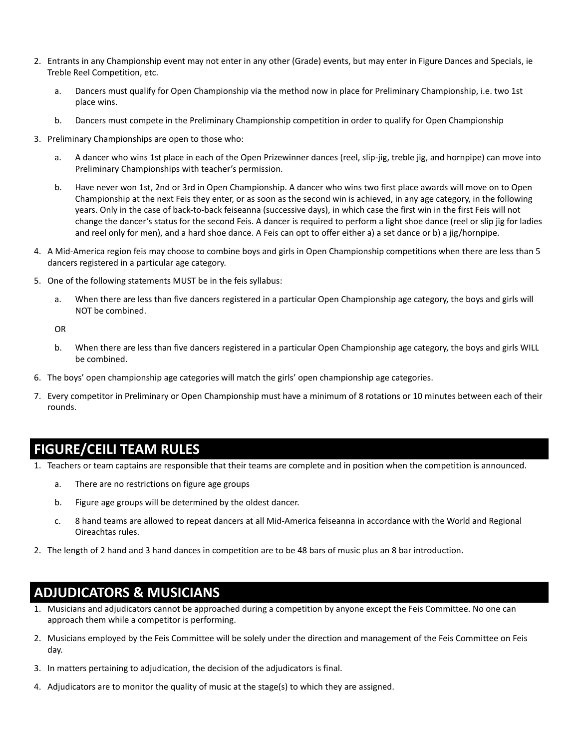2. Entrants in any Championship event may not enter in any other (Grade) events, but may enter in Figure Dances and Specials, ie Treble Reel Competition, etc.

    a. Dancers must qualify for Open Championship via the method now in place for Preliminary Championship, i.e. two 1st place wins.

    b. Dancers must compete in the Preliminary Championship competition in order to qualify for Open Championship

3. Preliminary Championships are open to those who:

    a. A dancer who wins 1st place in each of the Open Prizewinner dances (reel, slip-jig, treble jig, and hornpipe) can move into Preliminary Championships with teacher's permission.

    b. Have never won 1st, 2nd or 3rd in Open Championship. A dancer who wins two first place awards will move on to Open Championship at the next Feis they enter, or as soon as the second win is achieved, in any age category, in the following years. Only in the case of back-to-back feiseanna (successive days), in which case the first win in the first Feis will not change the dancer's status for the second Feis. A dancer is required to perform a light shoe dance (reel or slip jig for ladies and reel only for men), and a hard shoe dance. A Feis can opt to offer either a) a set dance or b) a jig/hornpipe.

4. A Mid-America region feis may choose to combine boys and girls in Open Championship competitions when there are less than 5 dancers registered in a particular age category.

5. One of the following statements MUST be in the feis syllabus:

    a. When there are less than five dancers registered in a particular Open Championship age category, the boys and girls will NOT be combined.

    OR

    b. When there are less than five dancers registered in a particular Open Championship age category, the boys and girls WILL be combined.

6. The boys' open championship age categories will match the girls' open championship age categories.

7. Every competitor in Preliminary or Open Championship must have a minimum of 8 rotations or 10 minutes between each of their rounds.

## FIGURE/CEILI TEAM RULES

1. Teachers or team captains are responsible that their teams are complete and in position when the competition is announced.

    a. There are no restrictions on figure age groups

    b. Figure age groups will be determined by the oldest dancer.

    c. 8 hand teams are allowed to repeat dancers at all Mid-America feiseanna in accordance with the World and Regional Oireachtas rules.

2. The length of 2 hand and 3 hand dances in competition are to be 48 bars of music plus an 8 bar introduction.

## ADJUDICATORS & MUSICIANS

1. Musicians and adjudicators cannot be approached during a competition by anyone except the Feis Committee. No one can approach them while a competitor is performing.

2. Musicians employed by the Feis Committee will be solely under the direction and management of the Feis Committee on Feis day.

3. In matters pertaining to adjudication, the decision of the adjudicators is final.

4. Adjudicators are to monitor the quality of music at the stage(s) to which they are assigned.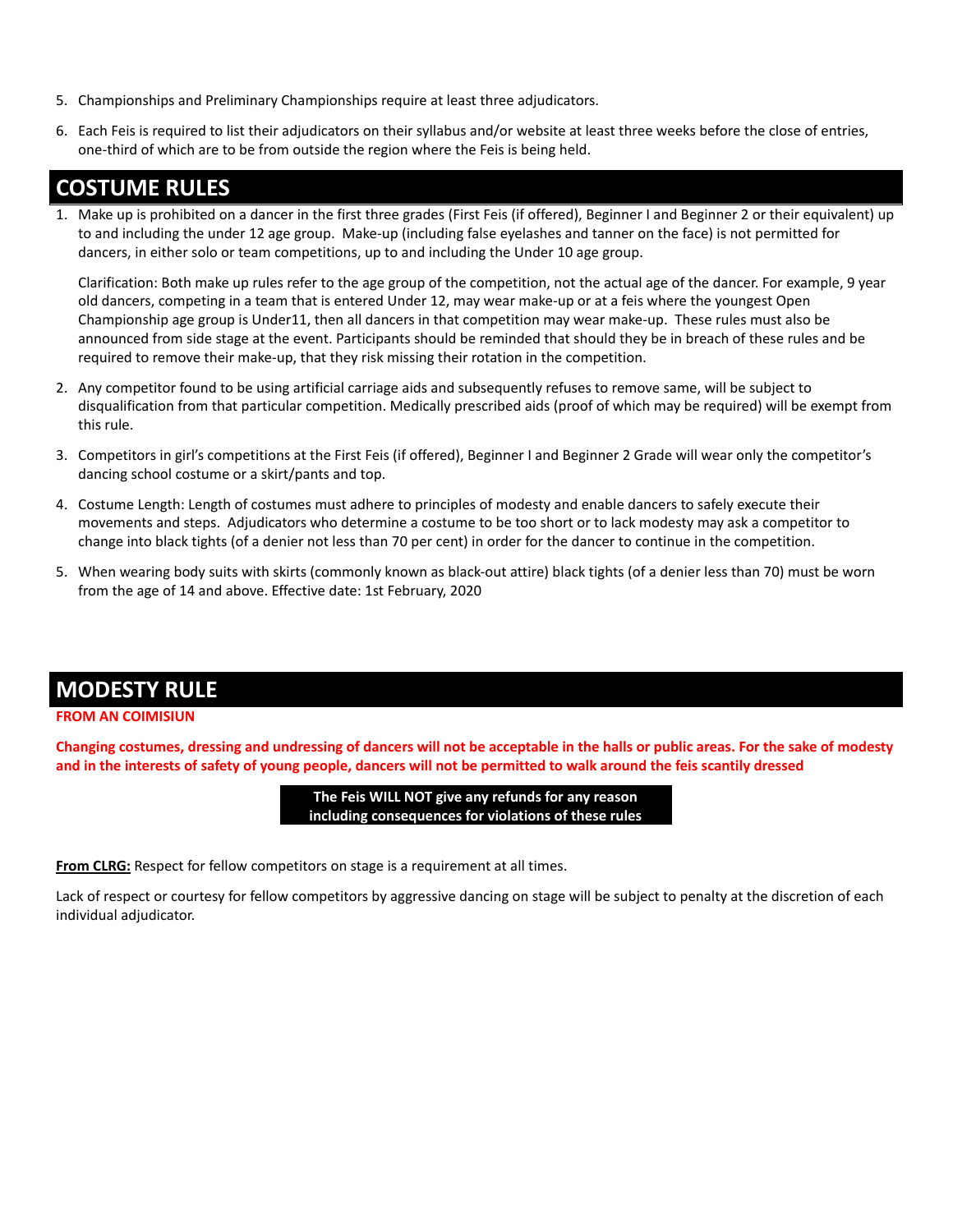5. Championships and Preliminary Championships require at least three adjudicators.

6. Each Feis is required to list their adjudicators on their syllabus and/or website at least three weeks before the close of entries, one-third of which are to be from outside the region where the Feis is being held.

## COSTUME RULES

1. Make up is prohibited on a dancer in the first three grades (First Feis (if offered), Beginner I and Beginner 2 or their equivalent) up to and including the under 12 age group. Make-up (including false eyelashes and tanner on the face) is not permitted for dancers, in either solo or team competitions, up to and including the Under 10 age group.

   Clarification: Both make up rules refer to the age group of the competition, not the actual age of the dancer. For example, 9 year old dancers, competing in a team that is entered Under 12, may wear make-up or at a feis where the youngest Open Championship age group is Under11, then all dancers in that competition may wear make-up. These rules must also be announced from side stage at the event. Participants should be reminded that should they be in breach of these rules and be required to remove their make-up, that they risk missing their rotation in the competition.

2. Any competitor found to be using artificial carriage aids and subsequently refuses to remove same, will be subject to disqualification from that particular competition. Medically prescribed aids (proof of which may be required) will be exempt from this rule.

3. Competitors in girl's competitions at the First Feis (if offered), Beginner I and Beginner 2 Grade will wear only the competitor's dancing school costume or a skirt/pants and top.

4. Costume Length: Length of costumes must adhere to principles of modesty and enable dancers to safely execute their movements and steps. Adjudicators who determine a costume to be too short or to lack modesty may ask a competitor to change into black tights (of a denier not less than 70 per cent) in order for the dancer to continue in the competition.

5. When wearing body suits with skirts (commonly known as black-out attire) black tights (of a denier less than 70) must be worn from the age of 14 and above. Effective date: 1st February, 2020

## MODESTY RULE

**FROM AN COIMISIUN**

**Changing costumes, dressing and undressing of dancers will not be acceptable in the halls or public areas. For the sake of modesty and in the interests of safety of young people, dancers will not be permitted to walk around the feis scantily dressed**

**The Feis WILL NOT give any refunds for any reason including consequences for violations of these rules**

**From CLRG:** Respect for fellow competitors on stage is a requirement at all times.

Lack of respect or courtesy for fellow competitors by aggressive dancing on stage will be subject to penalty at the discretion of each individual adjudicator.